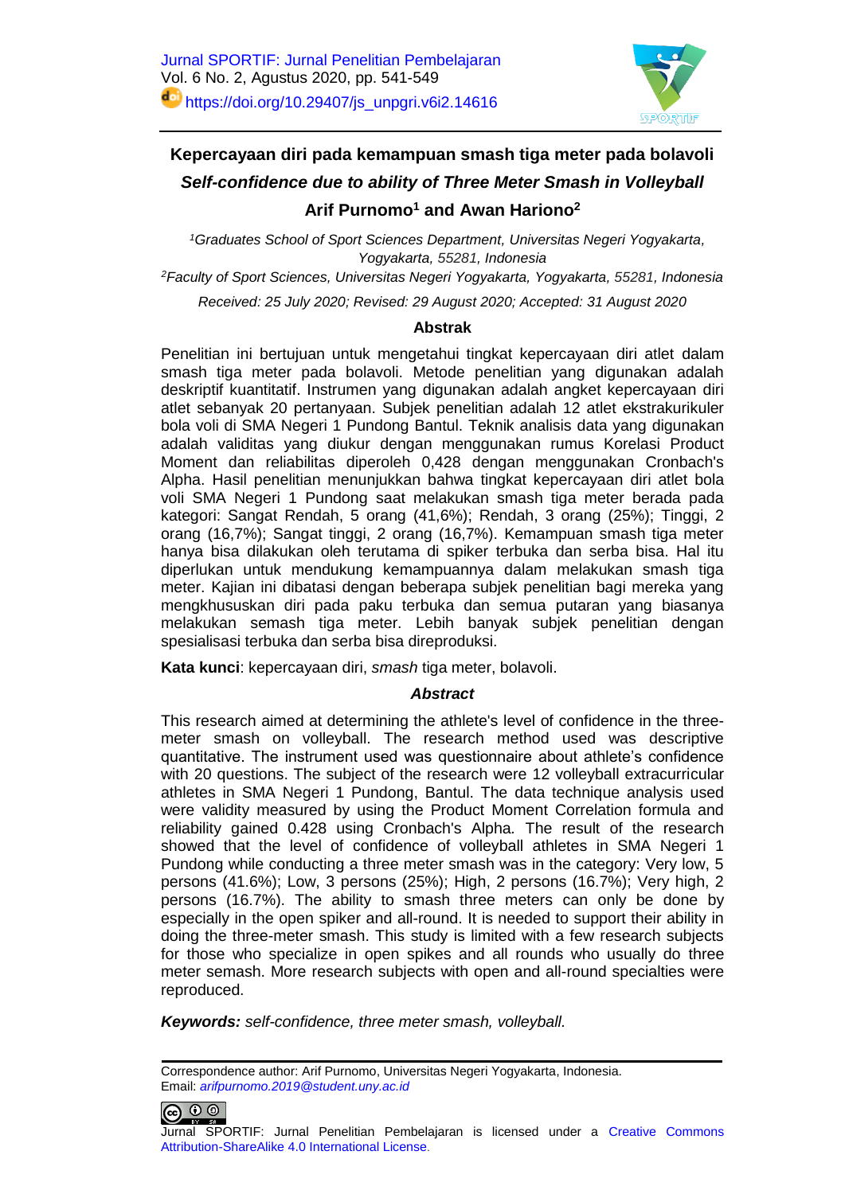# Kepercayaan diri pada kemampuan smash tiga meter pada bolavoli

## *Self-confidence due to ability of Three Meter Smash in Volleyball*

### Arif Purnomo[1] and Awan Hariono[2]

*[1]Graduates School of Sport Sciences Department, Universitas Negeri Yogyakarta, Yogyakarta, 55281, Indonesia*

*[2]Faculty of Sport Sciences, Universitas Negeri Yogyakarta, Yogyakarta, 55281, Indonesia*

*Received: 25 July 2020; Revised: 29 August 2020; Accepted: 31 August 2020*

### Abstrak

Penelitian ini bertujuan untuk mengetahui tingkat kepercayaan diri atlet dalam smash tiga meter pada bolavoli. Metode penelitian yang digunakan adalah deskriptif kuantitatif. Instrumen yang digunakan adalah angket kepercayaan diri atlet sebanyak 20 pertanyaan. Subjek penelitian adalah 12 atlet ekstrakurikuler bola voli di SMA Negeri 1 Pundong Bantul. Teknik analisis data yang digunakan adalah validitas yang diukur dengan menggunakan rumus Korelasi Product Moment dan reliabilitas diperoleh 0,428 dengan menggunakan Cronbach's Alpha. Hasil penelitian menunjukkan bahwa tingkat kepercayaan diri atlet bola voli SMA Negeri 1 Pundong saat melakukan smash tiga meter berada pada kategori: Sangat Rendah, 5 orang (41,6%); Rendah, 3 orang (25%); Tinggi, 2 orang (16,7%); Sangat tinggi, 2 orang (16,7%). Kemampuan smash tiga meter hanya bisa dilakukan oleh terutama di spiker terbuka dan serba bisa. Hal itu diperlukan untuk mendukung kemampuannya dalam melakukan smash tiga meter. Kajian ini dibatasi dengan beberapa subjek penelitian bagi mereka yang mengkhususkan diri pada paku terbuka dan semua putaran yang biasanya melakukan semash tiga meter. Lebih banyak subjek penelitian dengan spesialisasi terbuka dan serba bisa direproduksi.

**Kata kunci**: kepercayaan diri, *smash* tiga meter, bolavoli.

### *Abstract*

This research aimed at determining the athlete's level of confidence in the three-meter smash on volleyball. The research method used was descriptive quantitative. The instrument used was questionnaire about athlete's confidence with 20 questions. The subject of the research were 12 volleyball extracurricular athletes in SMA Negeri 1 Pundong, Bantul. The data technique analysis used were validity measured by using the Product Moment Correlation formula and reliability gained 0.428 using Cronbach's Alpha. The result of the research showed that the level of confidence of volleyball athletes in SMA Negeri 1 Pundong while conducting a three meter smash was in the category: Very low, 5 persons (41.6%); Low, 3 persons (25%); High, 2 persons (16.7%); Very high, 2 persons (16.7%). The ability to smash three meters can only be done by especially in the open spiker and all-round. It is needed to support their ability in doing the three-meter smash. This study is limited with a few research subjects for those who specialize in open spikes and all rounds who usually do three meter semash. More research subjects with open and all-round specialties were reproduced.

***Keywords:*** *self-confidence, three meter smash, volleyball.*

---

Correspondence author: Arif Purnomo, Universitas Negeri Yogyakarta, Indonesia.
Email: *arifpurnomo.2019@student.uny.ac.id*

Jurnal SPORTIF: Jurnal Penelitian Pembelajaran is licensed under a Creative Commons Attribution-ShareAlike 4.0 International License.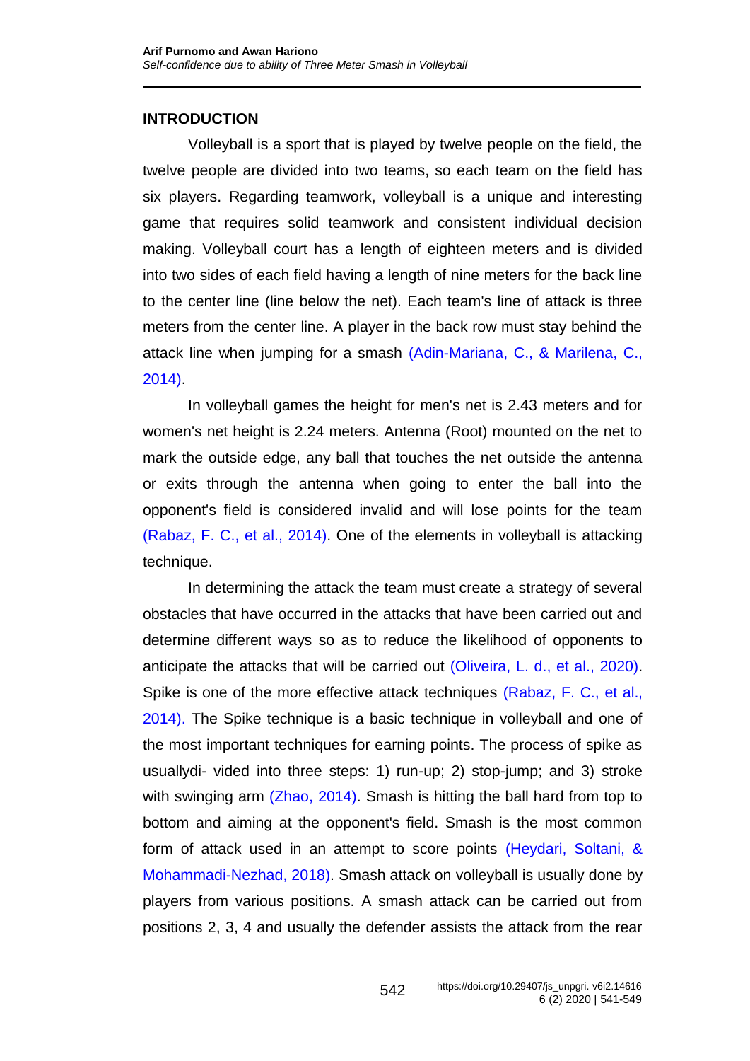## INTRODUCTION

Volleyball is a sport that is played by twelve people on the field, the twelve people are divided into two teams, so each team on the field has six players. Regarding teamwork, volleyball is a unique and interesting game that requires solid teamwork and consistent individual decision making. Volleyball court has a length of eighteen meters and is divided into two sides of each field having a length of nine meters for the back line to the center line (line below the net). Each team's line of attack is three meters from the center line. A player in the back row must stay behind the attack line when jumping for a smash (Adin-Mariana, C., & Marilena, C., 2014).

In volleyball games the height for men's net is 2.43 meters and for women's net height is 2.24 meters. Antenna (Root) mounted on the net to mark the outside edge, any ball that touches the net outside the antenna or exits through the antenna when going to enter the ball into the opponent's field is considered invalid and will lose points for the team (Rabaz, F. C., et al., 2014). One of the elements in volleyball is attacking technique.

In determining the attack the team must create a strategy of several obstacles that have occurred in the attacks that have been carried out and determine different ways so as to reduce the likelihood of opponents to anticipate the attacks that will be carried out (Oliveira, L. d., et al., 2020). Spike is one of the more effective attack techniques (Rabaz, F. C., et al., 2014). The Spike technique is a basic technique in volleyball and one of the most important techniques for earning points. The process of spike as usuallydi- vided into three steps: 1) run-up; 2) stop-jump; and 3) stroke with swinging arm (Zhao, 2014). Smash is hitting the ball hard from top to bottom and aiming at the opponent's field. Smash is the most common form of attack used in an attempt to score points (Heydari, Soltani, & Mohammadi-Nezhad, 2018). Smash attack on volleyball is usually done by players from various positions. A smash attack can be carried out from positions 2, 3, 4 and usually the defender assists the attack from the rear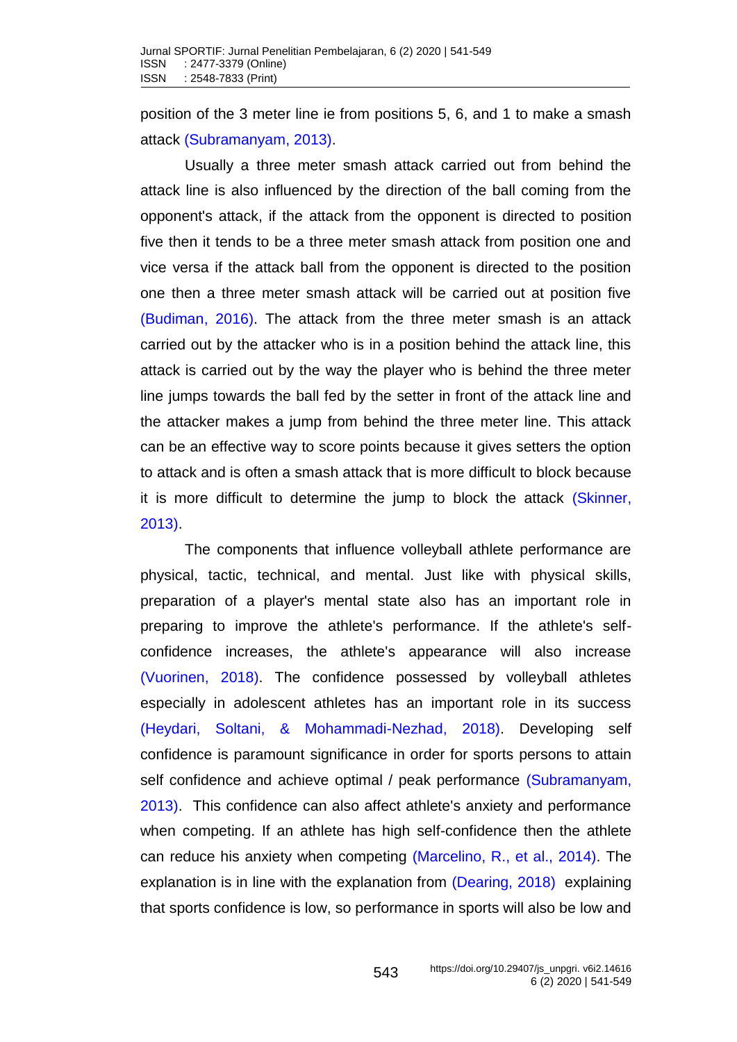position of the 3 meter line ie from positions 5, 6, and 1 to make a smash attack (Subramanyam, 2013).

Usually a three meter smash attack carried out from behind the attack line is also influenced by the direction of the ball coming from the opponent's attack, if the attack from the opponent is directed to position five then it tends to be a three meter smash attack from position one and vice versa if the attack ball from the opponent is directed to the position one then a three meter smash attack will be carried out at position five (Budiman, 2016). The attack from the three meter smash is an attack carried out by the attacker who is in a position behind the attack line, this attack is carried out by the way the player who is behind the three meter line jumps towards the ball fed by the setter in front of the attack line and the attacker makes a jump from behind the three meter line. This attack can be an effective way to score points because it gives setters the option to attack and is often a smash attack that is more difficult to block because it is more difficult to determine the jump to block the attack (Skinner, 2013).

The components that influence volleyball athlete performance are physical, tactic, technical, and mental. Just like with physical skills, preparation of a player's mental state also has an important role in preparing to improve the athlete's performance. If the athlete's self-confidence increases, the athlete's appearance will also increase (Vuorinen, 2018). The confidence possessed by volleyball athletes especially in adolescent athletes has an important role in its success (Heydari, Soltani, & Mohammadi-Nezhad, 2018). Developing self confidence is paramount significance in order for sports persons to attain self confidence and achieve optimal / peak performance (Subramanyam, 2013). This confidence can also affect athlete's anxiety and performance when competing. If an athlete has high self-confidence then the athlete can reduce his anxiety when competing (Marcelino, R., et al., 2014). The explanation is in line with the explanation from (Dearing, 2018) explaining that sports confidence is low, so performance in sports will also be low and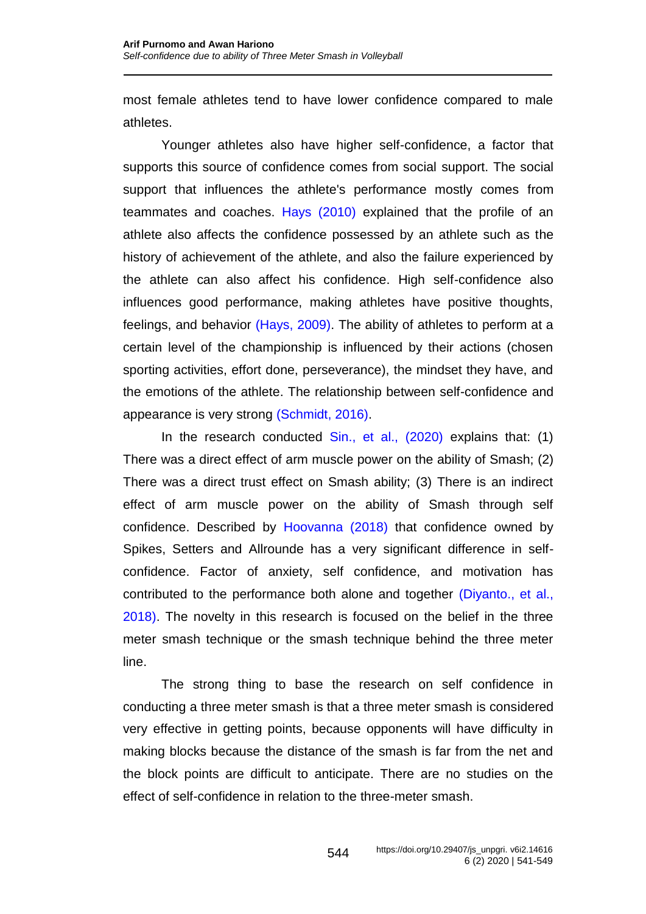most female athletes tend to have lower confidence compared to male athletes.

Younger athletes also have higher self-confidence, a factor that supports this source of confidence comes from social support. The social support that influences the athlete's performance mostly comes from teammates and coaches. Hays (2010) explained that the profile of an athlete also affects the confidence possessed by an athlete such as the history of achievement of the athlete, and also the failure experienced by the athlete can also affect his confidence. High self-confidence also influences good performance, making athletes have positive thoughts, feelings, and behavior (Hays, 2009). The ability of athletes to perform at a certain level of the championship is influenced by their actions (chosen sporting activities, effort done, perseverance), the mindset they have, and the emotions of the athlete. The relationship between self-confidence and appearance is very strong (Schmidt, 2016).

In the research conducted Sin., et al., (2020) explains that: (1) There was a direct effect of arm muscle power on the ability of Smash; (2) There was a direct trust effect on Smash ability; (3) There is an indirect effect of arm muscle power on the ability of Smash through self confidence. Described by Hoovanna (2018) that confidence owned by Spikes, Setters and Allrounde has a very significant difference in self-confidence. Factor of anxiety, self confidence, and motivation has contributed to the performance both alone and together (Diyanto., et al., 2018). The novelty in this research is focused on the belief in the three meter smash technique or the smash technique behind the three meter line.

The strong thing to base the research on self confidence in conducting a three meter smash is that a three meter smash is considered very effective in getting points, because opponents will have difficulty in making blocks because the distance of the smash is far from the net and the block points are difficult to anticipate. There are no studies on the effect of self-confidence in relation to the three-meter smash.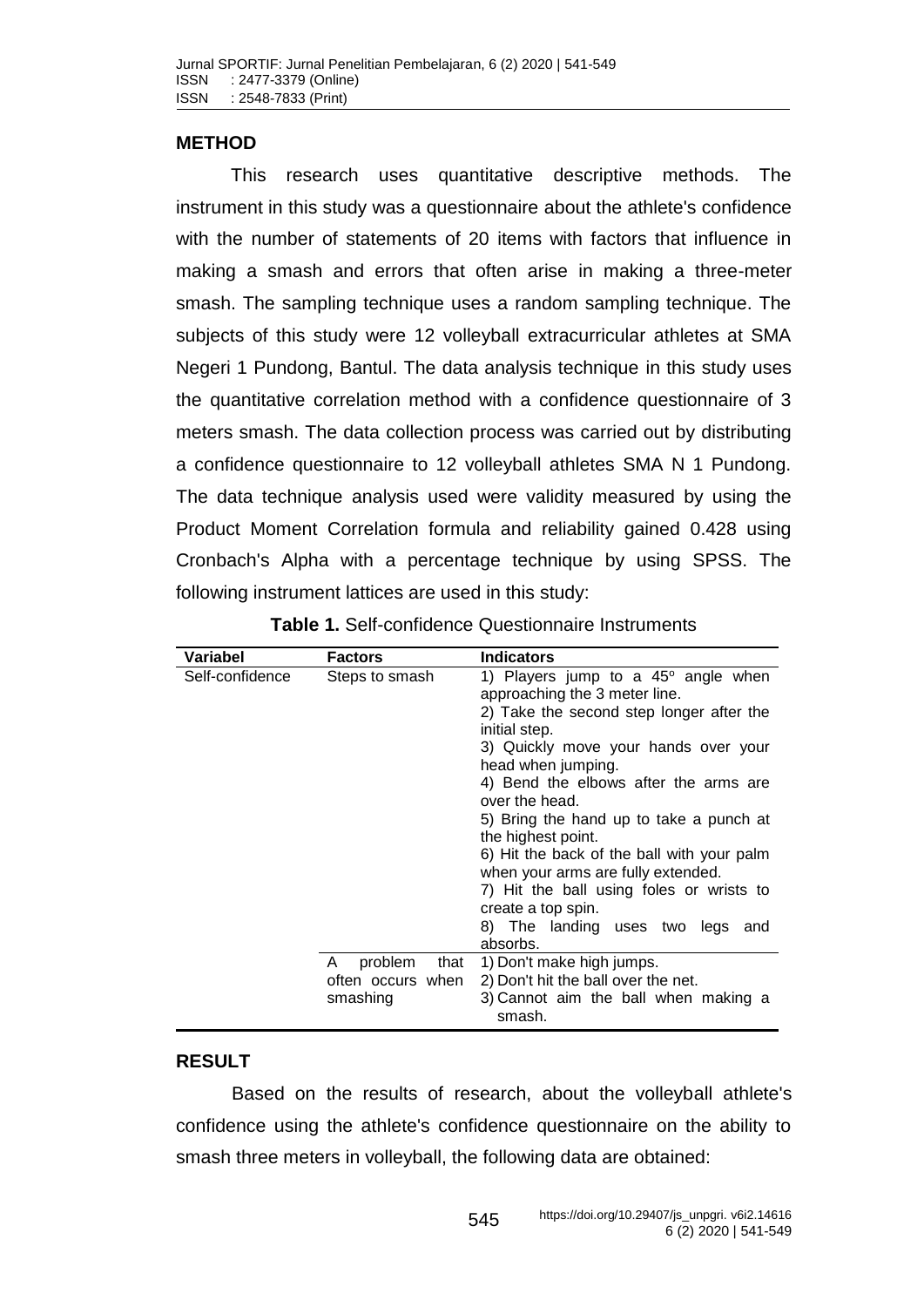## METHOD

This research uses quantitative descriptive methods. The instrument in this study was a questionnaire about the athlete's confidence with the number of statements of 20 items with factors that influence in making a smash and errors that often arise in making a three-meter smash. The sampling technique uses a random sampling technique. The subjects of this study were 12 volleyball extracurricular athletes at SMA Negeri 1 Pundong, Bantul. The data analysis technique in this study uses the quantitative correlation method with a confidence questionnaire of 3 meters smash. The data collection process was carried out by distributing a confidence questionnaire to 12 volleyball athletes SMA N 1 Pundong. The data technique analysis used were validity measured by using the Product Moment Correlation formula and reliability gained 0.428 using Cronbach's Alpha with a percentage technique by using SPSS. The following instrument lattices are used in this study:

**Table 1.** Self-confidence Questionnaire Instruments

| Variabel | Factors | Indicators |
|---|---|---|
| Self-confidence | Steps to smash | 1) Players jump to a 45° angle when approaching the 3 meter line.<br>2) Take the second step longer after the initial step.<br>3) Quickly move your hands over your head when jumping.<br>4) Bend the elbows after the arms are over the head.<br>5) Bring the hand up to take a punch at the highest point.<br>6) Hit the back of the ball with your palm when your arms are fully extended.<br>7) Hit the ball using foles or wrists to create a top spin.<br>8) The landing uses two legs and absorbs. |
| | A problem that often occurs when smashing | 1) Don't make high jumps.<br>2) Don't hit the ball over the net.<br>3) Cannot aim the ball when making a smash. |

## RESULT

Based on the results of research, about the volleyball athlete's confidence using the athlete's confidence questionnaire on the ability to smash three meters in volleyball, the following data are obtained: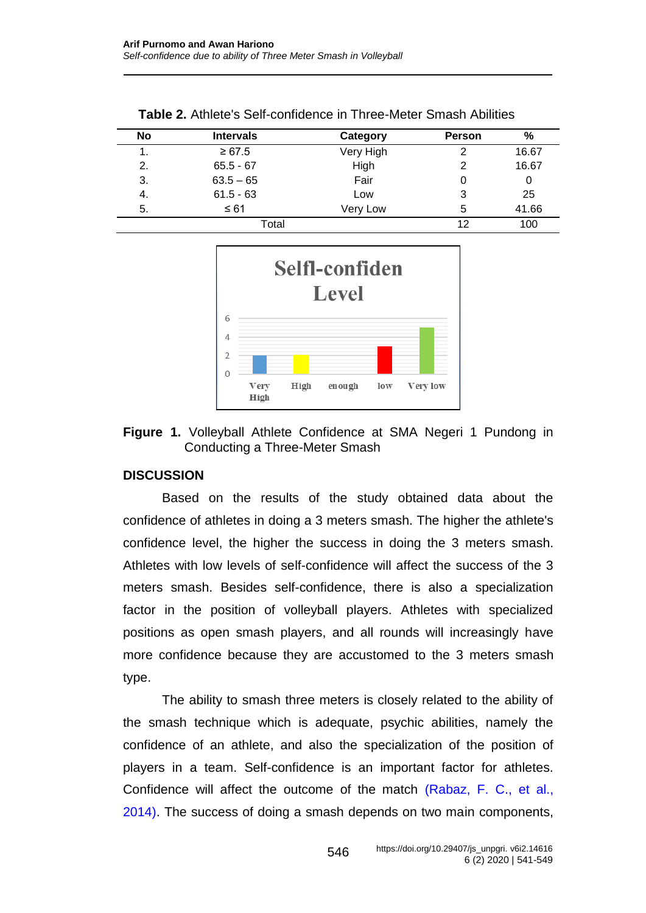**Table 2.** Athlete's Self-confidence in Three-Meter Smash Abilities

| No | Intervals | Category | Person | % |
|---|---|---|---|---|
| 1. | ≥ 67.5 | Very High | 2 | 16.67 |
| 2. | 65.5 - 67 | High | 2 | 16.67 |
| 3. | 63.5 – 65 | Fair | 0 | 0 |
| 4. | 61.5 - 63 | Low | 3 | 25 |
| 5. | ≤ 61 | Very Low | 5 | 41.66 |
| Total | | | 12 | 100 |

**Figure 1.** Volleyball Athlete Confidence at SMA Negeri 1 Pundong in Conducting a Three-Meter Smash

## DISCUSSION

Based on the results of the study obtained data about the confidence of athletes in doing a 3 meters smash. The higher the athlete's confidence level, the higher the success in doing the 3 meters smash. Athletes with low levels of self-confidence will affect the success of the 3 meters smash. Besides self-confidence, there is also a specialization factor in the position of volleyball players. Athletes with specialized positions as open smash players, and all rounds will increasingly have more confidence because they are accustomed to the 3 meters smash type.

The ability to smash three meters is closely related to the ability of the smash technique which is adequate, psychic abilities, namely the confidence of an athlete, and also the specialization of the position of players in a team. Self-confidence is an important factor for athletes. Confidence will affect the outcome of the match (Rabaz, F. C., et al., 2014). The success of doing a smash depends on two main components,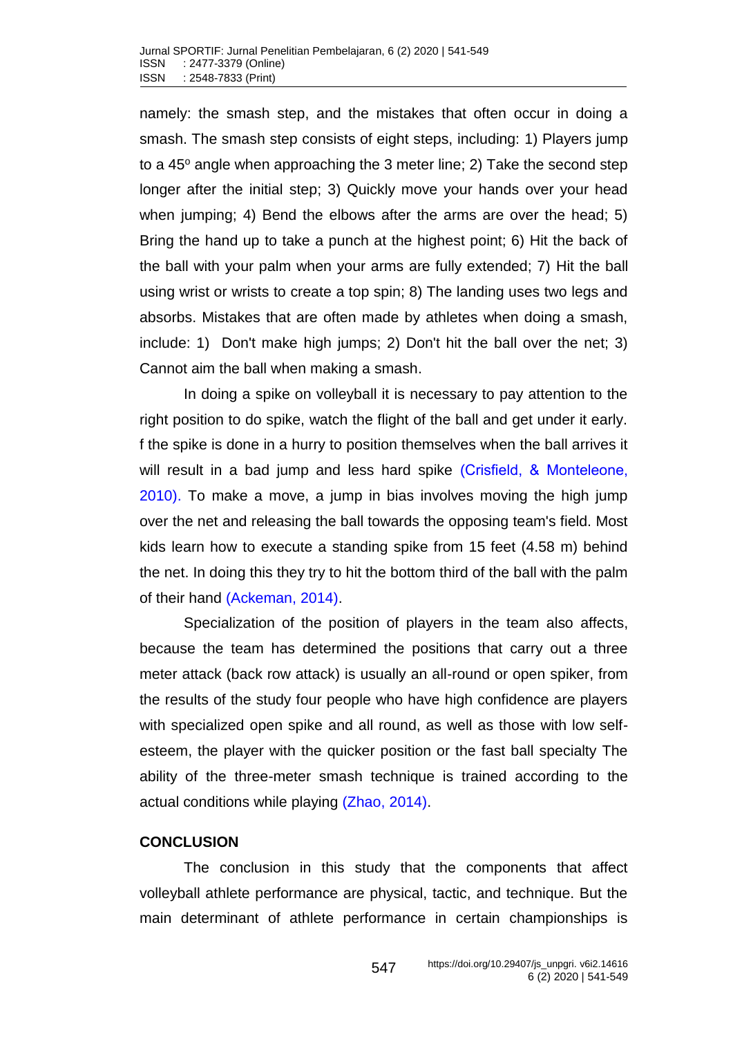namely: the smash step, and the mistakes that often occur in doing a smash. The smash step consists of eight steps, including: 1) Players jump to a 45$^{o}$ angle when approaching the 3 meter line; 2) Take the second step longer after the initial step; 3) Quickly move your hands over your head when jumping; 4) Bend the elbows after the arms are over the head; 5) Bring the hand up to take a punch at the highest point; 6) Hit the back of the ball with your palm when your arms are fully extended; 7) Hit the ball using wrist or wrists to create a top spin; 8) The landing uses two legs and absorbs. Mistakes that are often made by athletes when doing a smash, include: 1) Don't make high jumps; 2) Don't hit the ball over the net; 3) Cannot aim the ball when making a smash.

In doing a spike on volleyball it is necessary to pay attention to the right position to do spike, watch the flight of the ball and get under it early. f the spike is done in a hurry to position themselves when the ball arrives it will result in a bad jump and less hard spike (Crisfield, & Monteleone, 2010). To make a move, a jump in bias involves moving the high jump over the net and releasing the ball towards the opposing team's field. Most kids learn how to execute a standing spike from 15 feet (4.58 m) behind the net. In doing this they try to hit the bottom third of the ball with the palm of their hand (Ackeman, 2014).

Specialization of the position of players in the team also affects, because the team has determined the positions that carry out a three meter attack (back row attack) is usually an all-round or open spiker, from the results of the study four people who have high confidence are players with specialized open spike and all round, as well as those with low self-esteem, the player with the quicker position or the fast ball specialty The ability of the three-meter smash technique is trained according to the actual conditions while playing (Zhao, 2014).

## CONCLUSION

The conclusion in this study that the components that affect volleyball athlete performance are physical, tactic, and technique. But the main determinant of athlete performance in certain championships is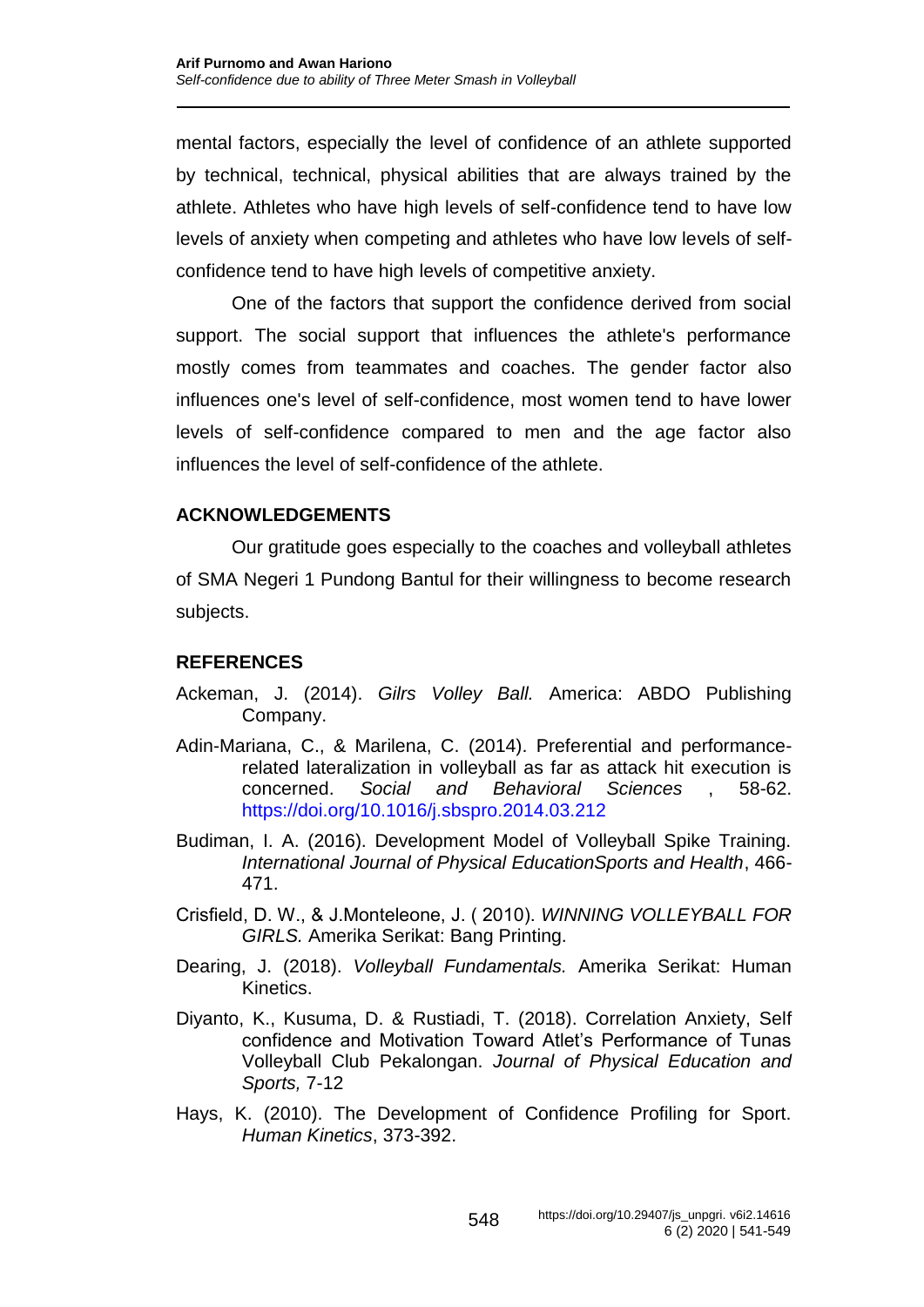mental factors, especially the level of confidence of an athlete supported by technical, technical, physical abilities that are always trained by the athlete. Athletes who have high levels of self-confidence tend to have low levels of anxiety when competing and athletes who have low levels of self-confidence tend to have high levels of competitive anxiety.

One of the factors that support the confidence derived from social support. The social support that influences the athlete's performance mostly comes from teammates and coaches. The gender factor also influences one's level of self-confidence, most women tend to have lower levels of self-confidence compared to men and the age factor also influences the level of self-confidence of the athlete.

## ACKNOWLEDGEMENTS

Our gratitude goes especially to the coaches and volleyball athletes of SMA Negeri 1 Pundong Bantul for their willingness to become research subjects.

## REFERENCES

Ackeman, J. (2014). *Gilrs Volley Ball.* America: ABDO Publishing Company.

Adin-Mariana, C., & Marilena, C. (2014). Preferential and performance-related lateralization in volleyball as far as attack hit execution is concerned. *Social and Behavioral Sciences* , 58-62. https://doi.org/10.1016/j.sbspro.2014.03.212

Budiman, I. A. (2016). Development Model of Volleyball Spike Training. *International Journal of Physical EducationSports and Health*, 466-471.

Crisfield, D. W., & J.Monteleone, J. ( 2010). *WINNING VOLLEYBALL FOR GIRLS.* Amerika Serikat: Bang Printing.

Dearing, J. (2018). *Volleyball Fundamentals.* Amerika Serikat: Human Kinetics.

Diyanto, K., Kusuma, D. & Rustiadi, T. (2018). Correlation Anxiety, Self confidence and Motivation Toward Atlet's Performance of Tunas Volleyball Club Pekalongan. *Journal of Physical Education and Sports,* 7-12

Hays, K. (2010). The Development of Confidence Profiling for Sport. *Human Kinetics*, 373-392.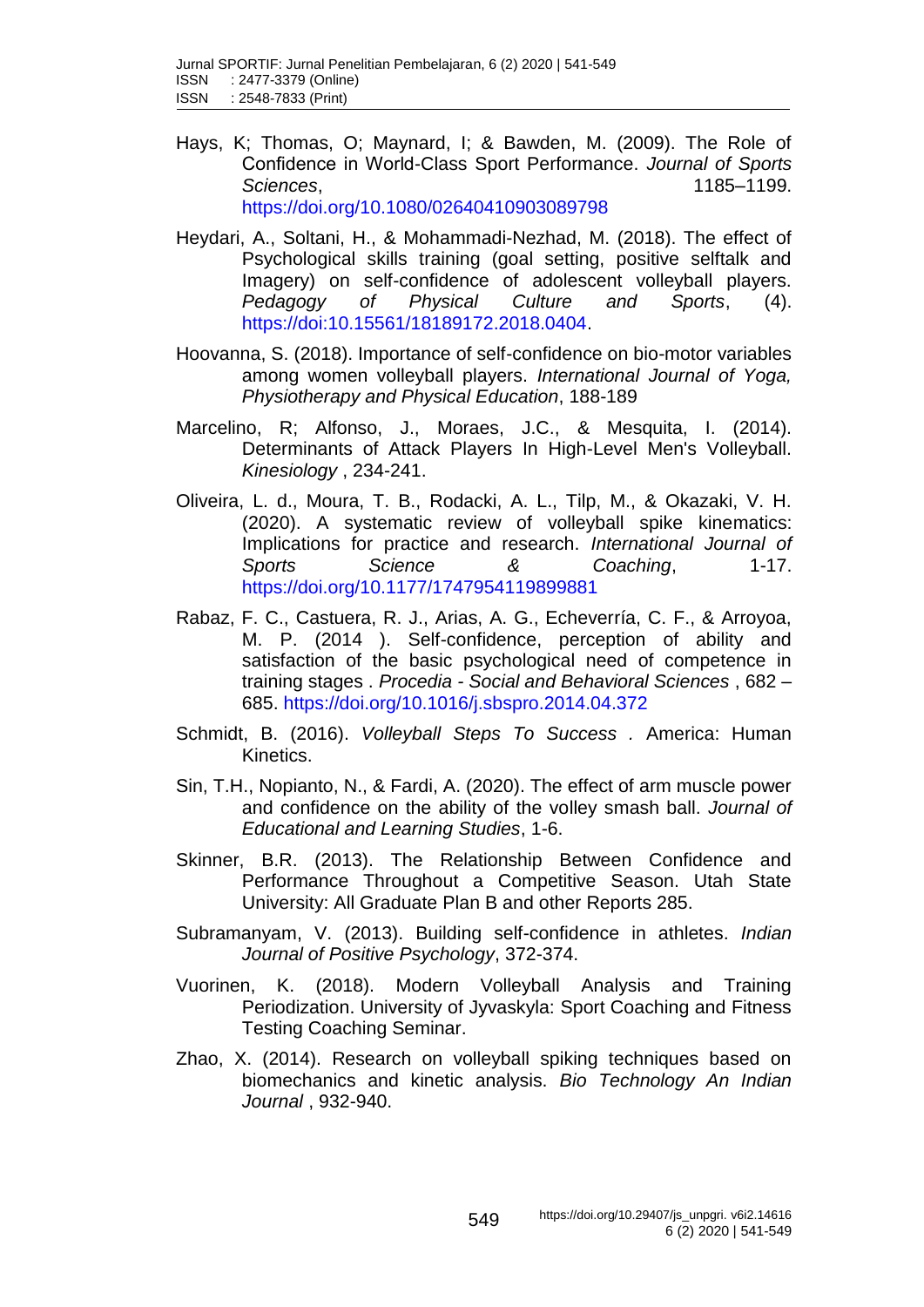Hays, K; Thomas, O; Maynard, I; & Bawden, M. (2009). The Role of Confidence in World-Class Sport Performance. *Journal of Sports Sciences*, 1185–1199. https://doi.org/10.1080/02640410903089798

Heydari, A., Soltani, H., & Mohammadi-Nezhad, M. (2018). The effect of Psychological skills training (goal setting, positive selftalk and Imagery) on self-confidence of adolescent volleyball players. *Pedagogy of Physical Culture and Sports*, (4). https://doi:10.15561/18189172.2018.0404.

Hoovanna, S. (2018). Importance of self-confidence on bio-motor variables among women volleyball players. *International Journal of Yoga, Physiotherapy and Physical Education*, 188-189

Marcelino, R; Alfonso, J., Moraes, J.C., & Mesquita, I. (2014). Determinants of Attack Players In High-Level Men's Volleyball. *Kinesiology* , 234-241.

Oliveira, L. d., Moura, T. B., Rodacki, A. L., Tilp, M., & Okazaki, V. H. (2020). A systematic review of volleyball spike kinematics: Implications for practice and research. *International Journal of Sports Science & Coaching*, 1-17. https://doi.org/10.1177/1747954119899881

Rabaz, F. C., Castuera, R. J., Arias, A. G., Echeverría, C. F., & Arroyoa, M. P. (2014 ). Self-confidence, perception of ability and satisfaction of the basic psychological need of competence in training stages . *Procedia - Social and Behavioral Sciences* , 682 – 685. https://doi.org/10.1016/j.sbspro.2014.04.372

Schmidt, B. (2016). *Volleyball Steps To Success .* America: Human Kinetics.

Sin, T.H., Nopianto, N., & Fardi, A. (2020). The effect of arm muscle power and confidence on the ability of the volley smash ball. *Journal of Educational and Learning Studies*, 1-6.

Skinner, B.R. (2013). The Relationship Between Confidence and Performance Throughout a Competitive Season. Utah State University: All Graduate Plan B and other Reports 285.

Subramanyam, V. (2013). Building self-confidence in athletes. *Indian Journal of Positive Psychology*, 372-374.

Vuorinen, K. (2018). Modern Volleyball Analysis and Training Periodization. University of Jyvaskyla: Sport Coaching and Fitness Testing Coaching Seminar.

Zhao, X. (2014). Research on volleyball spiking techniques based on biomechanics and kinetic analysis. *Bio Technology An Indian Journal* , 932-940.